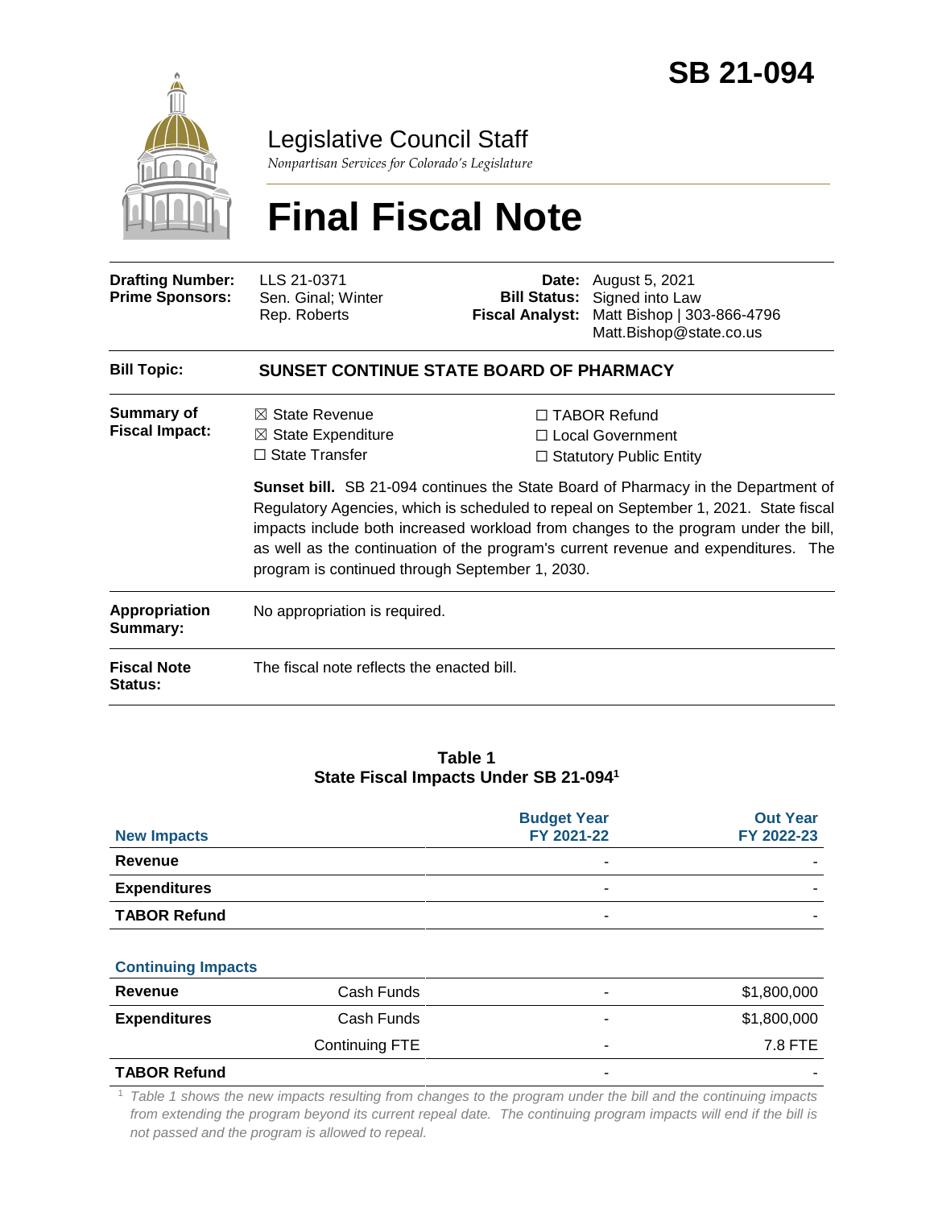# SB 21-094

## Legislative Council Staff

*Nonpartisan Services for Colorado's Legislature*

# Final Fiscal Note

| | | | |
|---|---|---|---|
| **Drafting Number:** | LLS 21-0371 | **Date:** | August 5, 2021 |
| **Prime Sponsors:** | Sen. Ginal; Winter<br>Rep. Roberts | **Bill Status:** | Signed into Law |
| | | **Fiscal Analyst:** | Matt Bishop \| 303-866-4796<br>Matt.Bishop@state.co.us |

**Bill Topic:** **SUNSET CONTINUE STATE BOARD OF PHARMACY**

**Summary of Fiscal Impact:**

☒ State Revenue
☒ State Expenditure
☐ State Transfer
☐ TABOR Refund
☐ Local Government
☐ Statutory Public Entity

**Sunset bill.** SB 21-094 continues the State Board of Pharmacy in the Department of Regulatory Agencies, which is scheduled to repeal on September 1, 2021. State fiscal impacts include both increased workload from changes to the program under the bill, as well as the continuation of the program's current revenue and expenditures. The program is continued through September 1, 2030.

**Appropriation Summary:** No appropriation is required.

**Fiscal Note Status:** The fiscal note reflects the enacted bill.

**Table 1**
**State Fiscal Impacts Under SB 21-094[1]**

| New Impacts | | Budget Year FY 2021-22 | Out Year FY 2022-23 |
|---|---|---|---|
| **Revenue** | | - | - |
| **Expenditures** | | - | - |
| **TABOR Refund** | | - | - |
| **Continuing Impacts** | | | |
| **Revenue** | Cash Funds | - | $1,800,000 |
| **Expenditures** | Cash Funds | - | $1,800,000 |
| | Continuing FTE | - | 7.8 FTE |
| **TABOR Refund** | | - | - |

[1] *Table 1 shows the new impacts resulting from changes to the program under the bill and the continuing impacts from extending the program beyond its current repeal date. The continuing program impacts will end if the bill is not passed and the program is allowed to repeal.*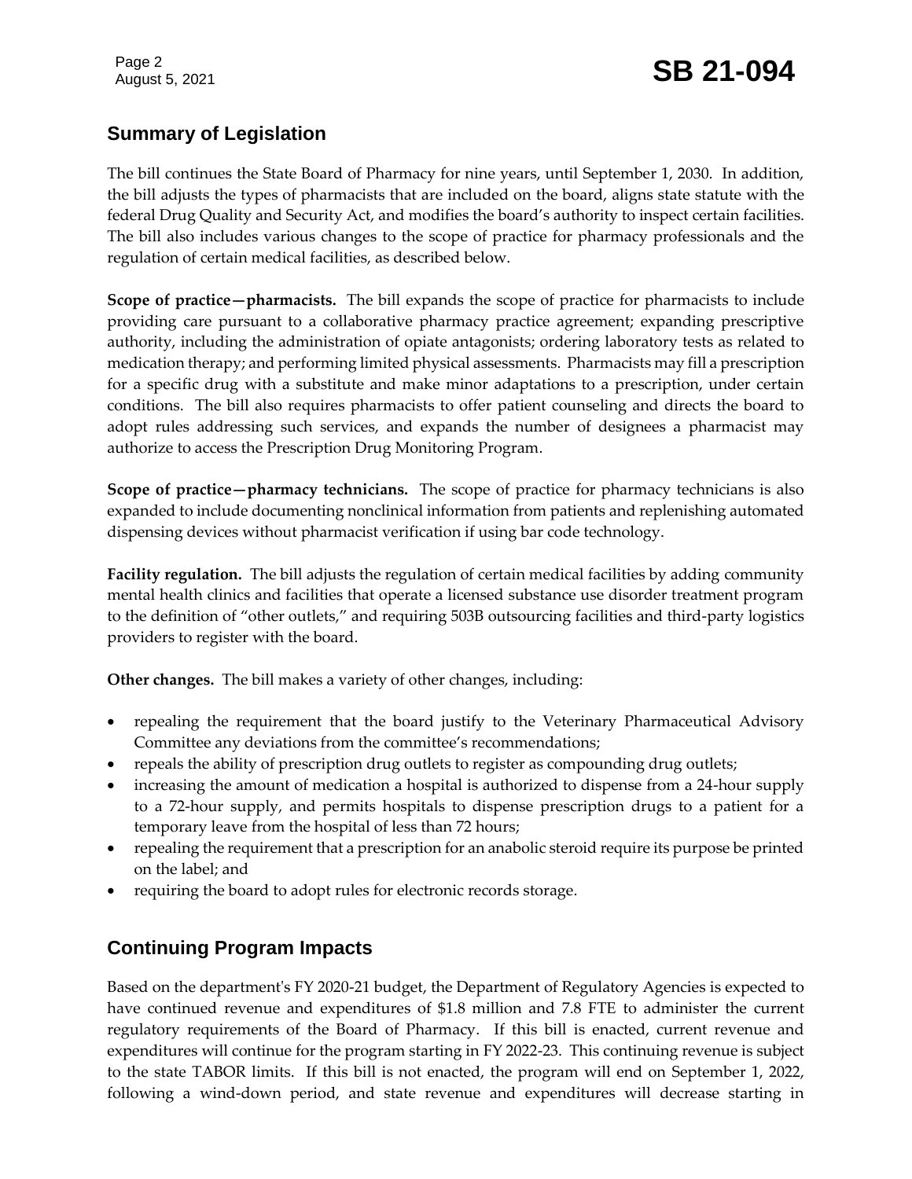## Summary of Legislation

The bill continues the State Board of Pharmacy for nine years, until September 1, 2030. In addition, the bill adjusts the types of pharmacists that are included on the board, aligns state statute with the federal Drug Quality and Security Act, and modifies the board's authority to inspect certain facilities. The bill also includes various changes to the scope of practice for pharmacy professionals and the regulation of certain medical facilities, as described below.

**Scope of practice—pharmacists.** The bill expands the scope of practice for pharmacists to include providing care pursuant to a collaborative pharmacy practice agreement; expanding prescriptive authority, including the administration of opiate antagonists; ordering laboratory tests as related to medication therapy; and performing limited physical assessments. Pharmacists may fill a prescription for a specific drug with a substitute and make minor adaptations to a prescription, under certain conditions. The bill also requires pharmacists to offer patient counseling and directs the board to adopt rules addressing such services, and expands the number of designees a pharmacist may authorize to access the Prescription Drug Monitoring Program.

**Scope of practice—pharmacy technicians.** The scope of practice for pharmacy technicians is also expanded to include documenting nonclinical information from patients and replenishing automated dispensing devices without pharmacist verification if using bar code technology.

**Facility regulation.** The bill adjusts the regulation of certain medical facilities by adding community mental health clinics and facilities that operate a licensed substance use disorder treatment program to the definition of "other outlets," and requiring 503B outsourcing facilities and third-party logistics providers to register with the board.

**Other changes.** The bill makes a variety of other changes, including:

- repealing the requirement that the board justify to the Veterinary Pharmaceutical Advisory Committee any deviations from the committee's recommendations;
- repeals the ability of prescription drug outlets to register as compounding drug outlets;
- increasing the amount of medication a hospital is authorized to dispense from a 24-hour supply to a 72-hour supply, and permits hospitals to dispense prescription drugs to a patient for a temporary leave from the hospital of less than 72 hours;
- repealing the requirement that a prescription for an anabolic steroid require its purpose be printed on the label; and
- requiring the board to adopt rules for electronic records storage.

## Continuing Program Impacts

Based on the department's FY 2020-21 budget, the Department of Regulatory Agencies is expected to have continued revenue and expenditures of $1.8 million and 7.8 FTE to administer the current regulatory requirements of the Board of Pharmacy. If this bill is enacted, current revenue and expenditures will continue for the program starting in FY 2022-23. This continuing revenue is subject to the state TABOR limits. If this bill is not enacted, the program will end on September 1, 2022, following a wind-down period, and state revenue and expenditures will decrease starting in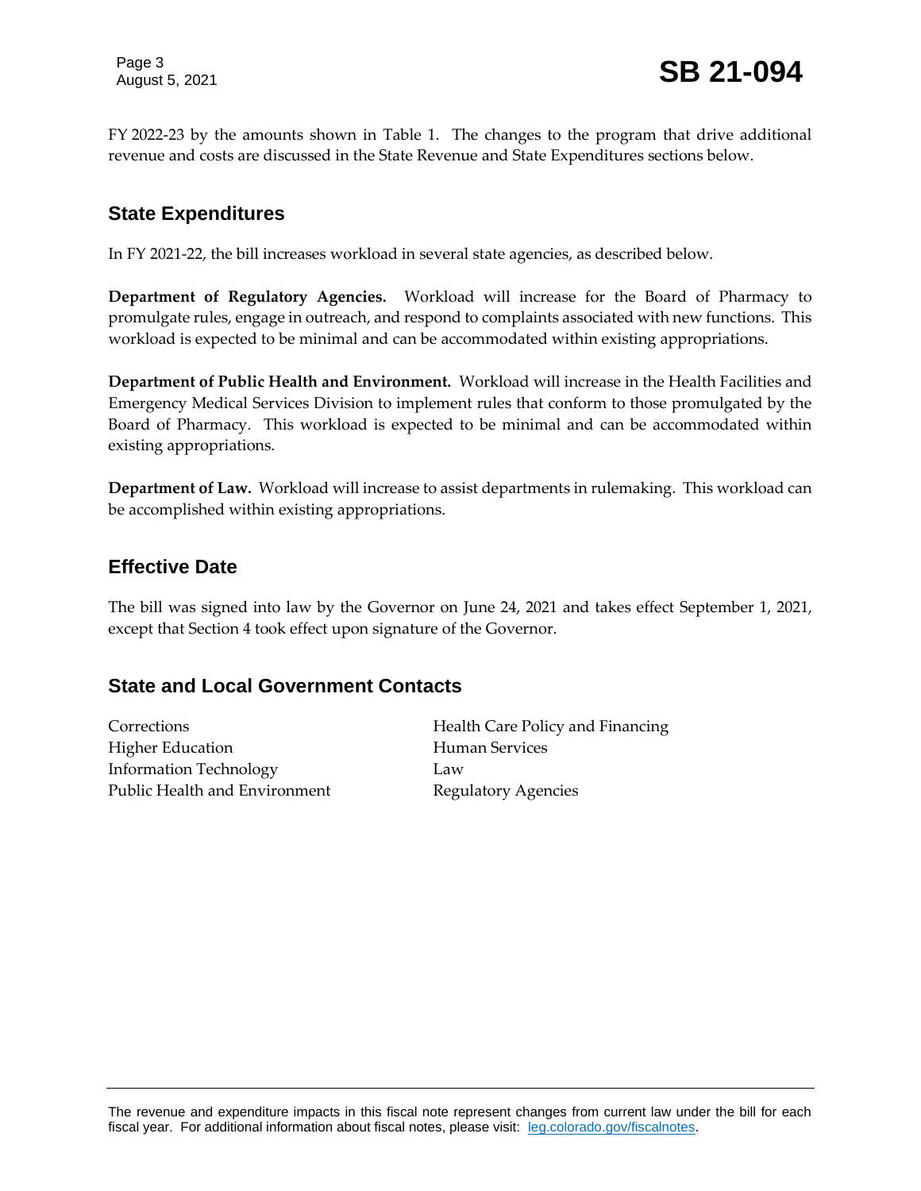FY 2022-23 by the amounts shown in Table 1. The changes to the program that drive additional revenue and costs are discussed in the State Revenue and State Expenditures sections below.

## State Expenditures

In FY 2021-22, the bill increases workload in several state agencies, as described below.

**Department of Regulatory Agencies.** Workload will increase for the Board of Pharmacy to promulgate rules, engage in outreach, and respond to complaints associated with new functions. This workload is expected to be minimal and can be accommodated within existing appropriations.

**Department of Public Health and Environment.** Workload will increase in the Health Facilities and Emergency Medical Services Division to implement rules that conform to those promulgated by the Board of Pharmacy. This workload is expected to be minimal and can be accommodated within existing appropriations.

**Department of Law.** Workload will increase to assist departments in rulemaking. This workload can be accomplished within existing appropriations.

## Effective Date

The bill was signed into law by the Governor on June 24, 2021 and takes effect September 1, 2021, except that Section 4 took effect upon signature of the Governor.

## State and Local Government Contacts

| | |
|---|---|
| Corrections | Health Care Policy and Financing |
| Higher Education | Human Services |
| Information Technology | Law |
| Public Health and Environment | Regulatory Agencies |

The revenue and expenditure impacts in this fiscal note represent changes from current law under the bill for each fiscal year. For additional information about fiscal notes, please visit: leg.colorado.gov/fiscalnotes.